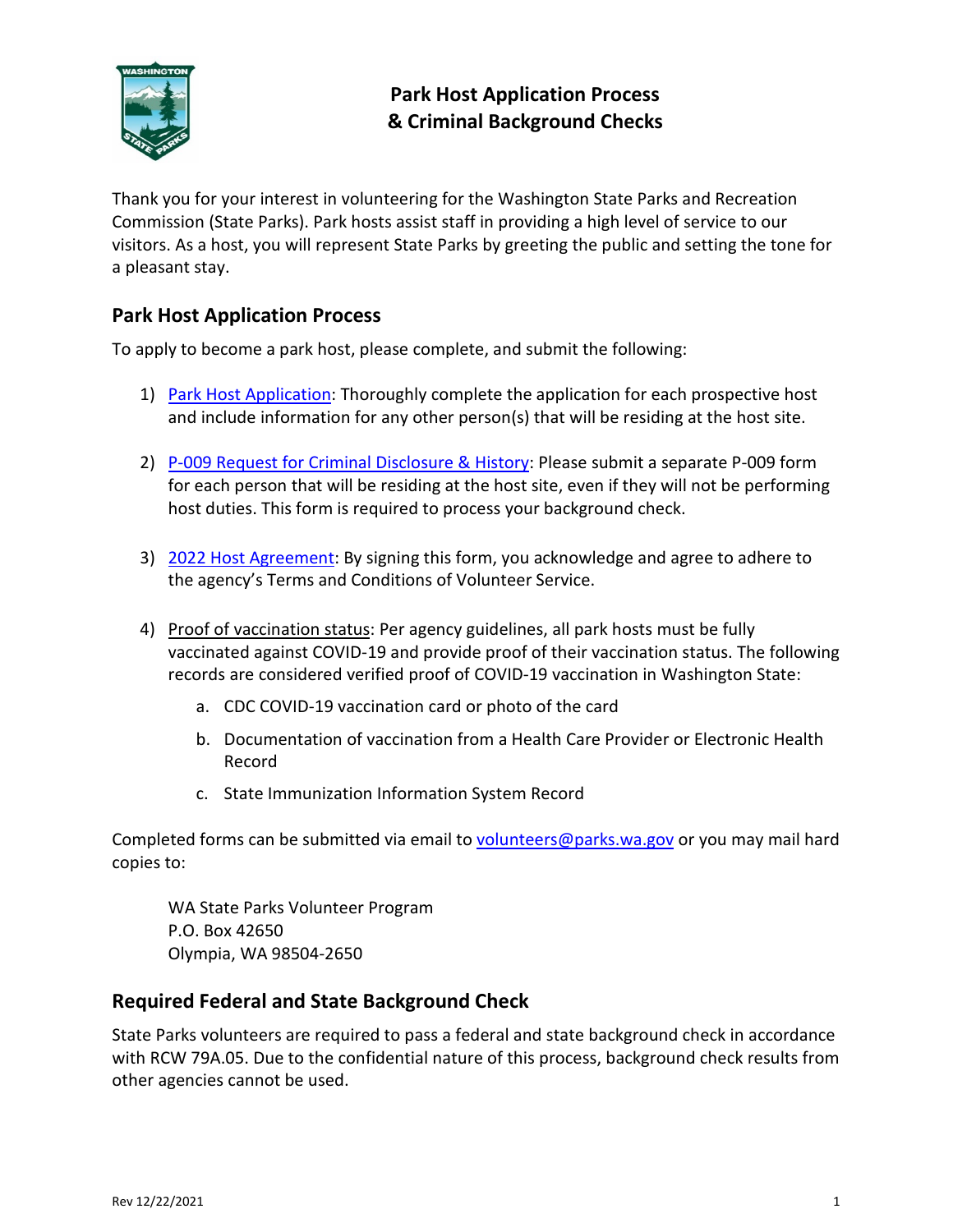# Park Host Application Process & Criminal Background Checks

Thank you for your interest in volunteering for the Washington State Parks and Recreation Commission (State Parks). Park hosts assist staff in providing a high level of service to our visitors. As a host, you will represent State Parks by greeting the public and setting the tone for a pleasant stay.

## Park Host Application Process

To apply to become a park host, please complete, and submit the following:

1) Park Host Application: Thoroughly complete the application for each prospective host and include information for any other person(s) that will be residing at the host site.

2) P-009 Request for Criminal Disclosure & History: Please submit a separate P-009 form for each person that will be residing at the host site, even if they will not be performing host duties. This form is required to process your background check.

3) 2022 Host Agreement: By signing this form, you acknowledge and agree to adhere to the agency's Terms and Conditions of Volunteer Service.

4) Proof of vaccination status: Per agency guidelines, all park hosts must be fully vaccinated against COVID-19 and provide proof of their vaccination status. The following records are considered verified proof of COVID-19 vaccination in Washington State:

    a. CDC COVID-19 vaccination card or photo of the card

    b. Documentation of vaccination from a Health Care Provider or Electronic Health Record

    c. State Immunization Information System Record

Completed forms can be submitted via email to volunteers@parks.wa.gov or you may mail hard copies to:

WA State Parks Volunteer Program
P.O. Box 42650
Olympia, WA 98504-2650

## Required Federal and State Background Check

State Parks volunteers are required to pass a federal and state background check in accordance with RCW 79A.05. Due to the confidential nature of this process, background check results from other agencies cannot be used.

Rev 12/22/2021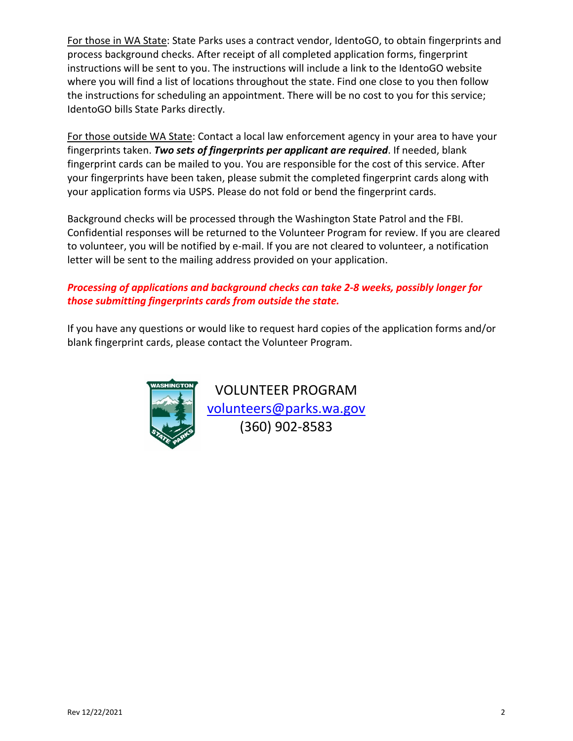For those in WA State: State Parks uses a contract vendor, IdentoGO, to obtain fingerprints and process background checks. After receipt of all completed application forms, fingerprint instructions will be sent to you. The instructions will include a link to the IdentoGO website where you will find a list of locations throughout the state. Find one close to you then follow the instructions for scheduling an appointment. There will be no cost to you for this service; IdentoGO bills State Parks directly.

For those outside WA State: Contact a local law enforcement agency in your area to have your fingerprints taken. ***Two sets of fingerprints per applicant are required***. If needed, blank fingerprint cards can be mailed to you. You are responsible for the cost of this service. After your fingerprints have been taken, please submit the completed fingerprint cards along with your application forms via USPS. Please do not fold or bend the fingerprint cards.

Background checks will be processed through the Washington State Patrol and the FBI. Confidential responses will be returned to the Volunteer Program for review. If you are cleared to volunteer, you will be notified by e-mail. If you are not cleared to volunteer, a notification letter will be sent to the mailing address provided on your application.

***Processing of applications and background checks can take 2-8 weeks, possibly longer for those submitting fingerprints cards from outside the state.***

If you have any questions or would like to request hard copies of the application forms and/or blank fingerprint cards, please contact the Volunteer Program.

VOLUNTEER PROGRAM
volunteers@parks.wa.gov
(360) 902-8583

Rev 12/22/2021